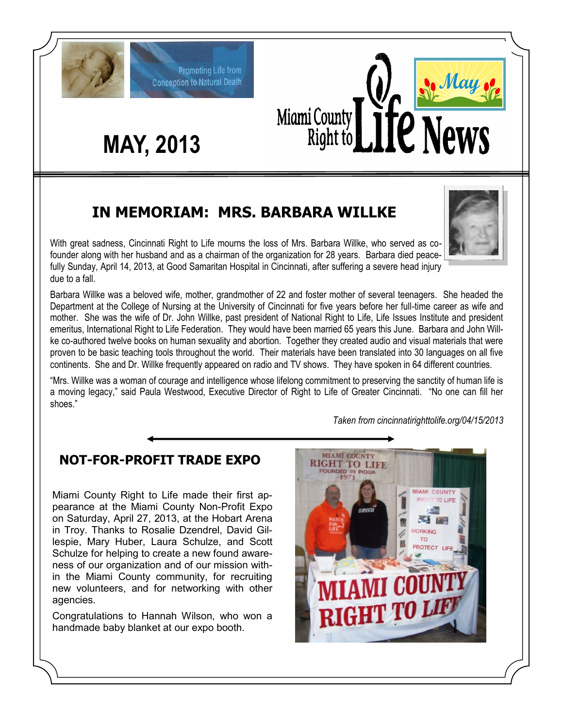Promoting Life from Conception to Natural Death

# Miami County Right to Life News

May

## MAY, 2013

## IN MEMORIAM: MRS. BARBARA WILLKE

With great sadness, Cincinnati Right to Life mourns the loss of Mrs. Barbara Willke, who served as co-founder along with her husband and as a chairman of the organization for 28 years. Barbara died peacefully Sunday, April 14, 2013, at Good Samaritan Hospital in Cincinnati, after suffering a severe head injury due to a fall.

Barbara Willke was a beloved wife, mother, grandmother of 22 and foster mother of several teenagers. She headed the Department at the College of Nursing at the University of Cincinnati for five years before her full-time career as wife and mother. She was the wife of Dr. John Willke, past president of National Right to Life, Life Issues Institute and president emeritus, International Right to Life Federation. They would have been married 65 years this June. Barbara and John Willke co-authored twelve books on human sexuality and abortion. Together they created audio and visual materials that were proven to be basic teaching tools throughout the world. Their materials have been translated into 30 languages on all five continents. She and Dr. Willke frequently appeared on radio and TV shows. They have spoken in 64 different countries.

"Mrs. Willke was a woman of courage and intelligence whose lifelong commitment to preserving the sanctity of human life is a moving legacy," said Paula Westwood, Executive Director of Right to Life of Greater Cincinnati. "No one can fill her shoes."

*Taken from cincinnatirighttolife.org/04/15/2013*

## NOT-FOR-PROFIT TRADE EXPO

Miami County Right to Life made their first appearance at the Miami County Non-Profit Expo on Saturday, April 27, 2013, at the Hobart Arena in Troy. Thanks to Rosalie Dzendrel, David Gillespie, Mary Huber, Laura Schulze, and Scott Schulze for helping to create a new found awareness of our organization and of our mission within the Miami County community, for recruiting new volunteers, and for networking with other agencies.

Congratulations to Hannah Wilson, who won a handmade baby blanket at our expo booth.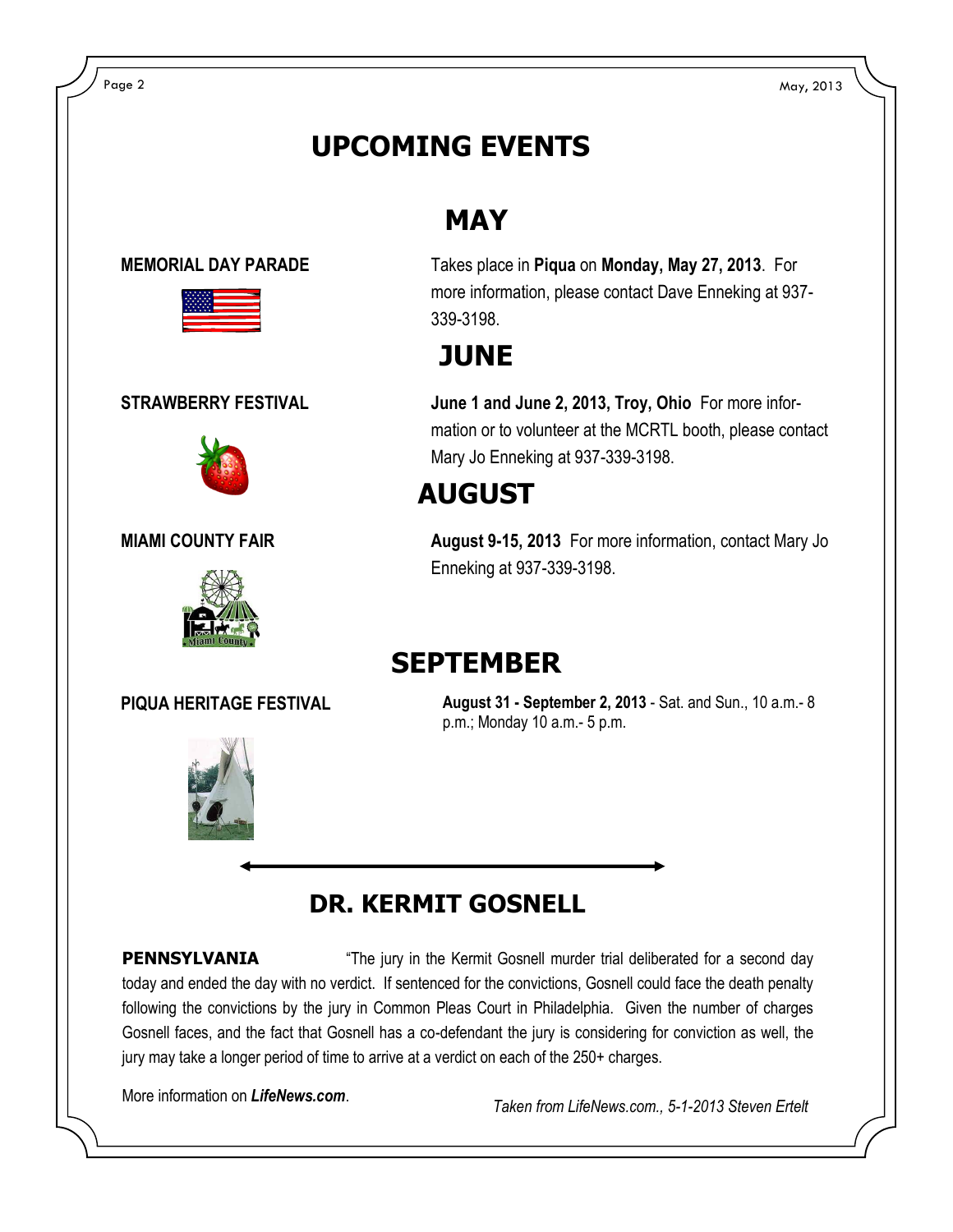# UPCOMING EVENTS

## MAY

**MEMORIAL DAY PARADE**

Takes place in **Piqua** on **Monday, May 27, 2013**. For more information, please contact Dave Enneking at 937-339-3198.

## JUNE

**STRAWBERRY FESTIVAL**

**June 1 and June 2, 2013, Troy, Ohio** For more information or to volunteer at the MCRTL booth, please contact Mary Jo Enneking at 937-339-3198.

## AUGUST

**MIAMI COUNTY FAIR**

**August 9-15, 2013** For more information, contact Mary Jo Enneking at 937-339-3198.

## SEPTEMBER

**PIQUA HERITAGE FESTIVAL**

**August 31 - September 2, 2013** - Sat. and Sun., 10 a.m.- 8 p.m.; Monday 10 a.m.- 5 p.m.

## DR. KERMIT GOSNELL

**PENNSYLVANIA** "The jury in the Kermit Gosnell murder trial deliberated for a second day today and ended the day with no verdict. If sentenced for the convictions, Gosnell could face the death penalty following the convictions by the jury in Common Pleas Court in Philadelphia. Given the number of charges Gosnell faces, and the fact that Gosnell has a co-defendant the jury is considering for conviction as well, the jury may take a longer period of time to arrive at a verdict on each of the 250+ charges.

More information on ***LifeNews.com***.

*Taken from LifeNews.com., 5-1-2013 Steven Ertelt*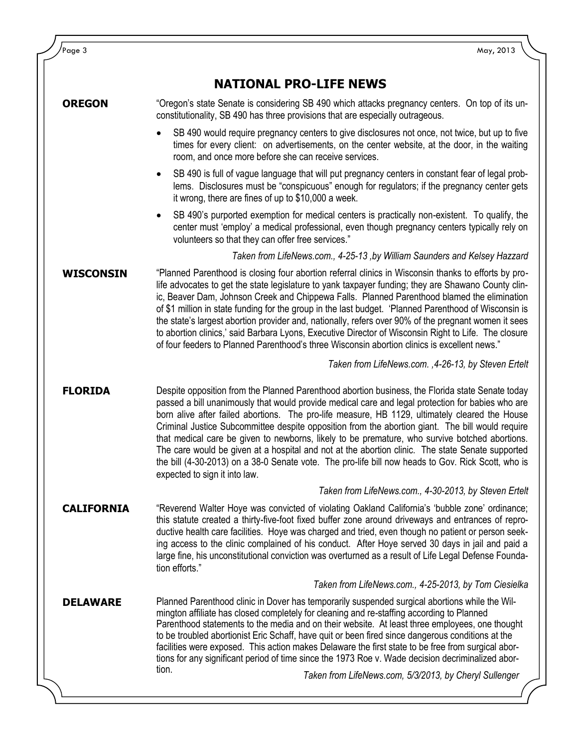## NATIONAL PRO-LIFE NEWS

**OREGON**

"Oregon's state Senate is considering SB 490 which attacks pregnancy centers. On top of its unconstitutionality, SB 490 has three provisions that are especially outrageous.

- SB 490 would require pregnancy centers to give disclosures not once, not twice, but up to five times for every client: on advertisements, on the center website, at the door, in the waiting room, and once more before she can receive services.
- SB 490 is full of vague language that will put pregnancy centers in constant fear of legal problems. Disclosures must be "conspicuous" enough for regulators; if the pregnancy center gets it wrong, there are fines of up to $10,000 a week.
- SB 490's purported exemption for medical centers is practically non-existent. To qualify, the center must 'employ' a medical professional, even though pregnancy centers typically rely on volunteers so that they can offer free services."

*Taken from LifeNews.com., 4-25-13 ,by William Saunders and Kelsey Hazzard*

**WISCONSIN**

"Planned Parenthood is closing four abortion referral clinics in Wisconsin thanks to efforts by pro-life advocates to get the state legislature to yank taxpayer funding; they are Shawano County clinic, Beaver Dam, Johnson Creek and Chippewa Falls. Planned Parenthood blamed the elimination of $1 million in state funding for the group in the last budget. 'Planned Parenthood of Wisconsin is the state's largest abortion provider and, nationally, refers over 90% of the pregnant women it sees to abortion clinics,' said Barbara Lyons, Executive Director of Wisconsin Right to Life. The closure of four feeders to Planned Parenthood's three Wisconsin abortion clinics is excellent news."

*Taken from LifeNews.com. ,4-26-13, by Steven Ertelt*

**FLORIDA**

Despite opposition from the Planned Parenthood abortion business, the Florida state Senate today passed a bill unanimously that would provide medical care and legal protection for babies who are born alive after failed abortions. The pro-life measure, HB 1129, ultimately cleared the House Criminal Justice Subcommittee despite opposition from the abortion giant. The bill would require that medical care be given to newborns, likely to be premature, who survive botched abortions. The care would be given at a hospital and not at the abortion clinic. The state Senate supported the bill (4-30-2013) on a 38-0 Senate vote. The pro-life bill now heads to Gov. Rick Scott, who is expected to sign it into law.

*Taken from LifeNews.com., 4-30-2013, by Steven Ertelt*

**CALIFORNIA**

"Reverend Walter Hoye was convicted of violating Oakland California's 'bubble zone' ordinance; this statute created a thirty-five-foot fixed buffer zone around driveways and entrances of reproductive health care facilities. Hoye was charged and tried, even though no patient or person seeking access to the clinic complained of his conduct. After Hoye served 30 days in jail and paid a large fine, his unconstitutional conviction was overturned as a result of Life Legal Defense Foundation efforts."

*Taken from LifeNews.com., 4-25-2013, by Tom Ciesielka*

**DELAWARE**

Planned Parenthood clinic in Dover has temporarily suspended surgical abortions while the Wilmington affiliate has closed completely for cleaning and re-staffing according to Planned Parenthood statements to the media and on their website. At least three employees, one thought to be troubled abortionist Eric Schaff, have quit or been fired since dangerous conditions at the facilities were exposed. This action makes Delaware the first state to be free from surgical abortions for any significant period of time since the 1973 Roe v. Wade decision decriminalized abortion.

*Taken from LifeNews.com, 5/3/2013, by Cheryl Sullenger*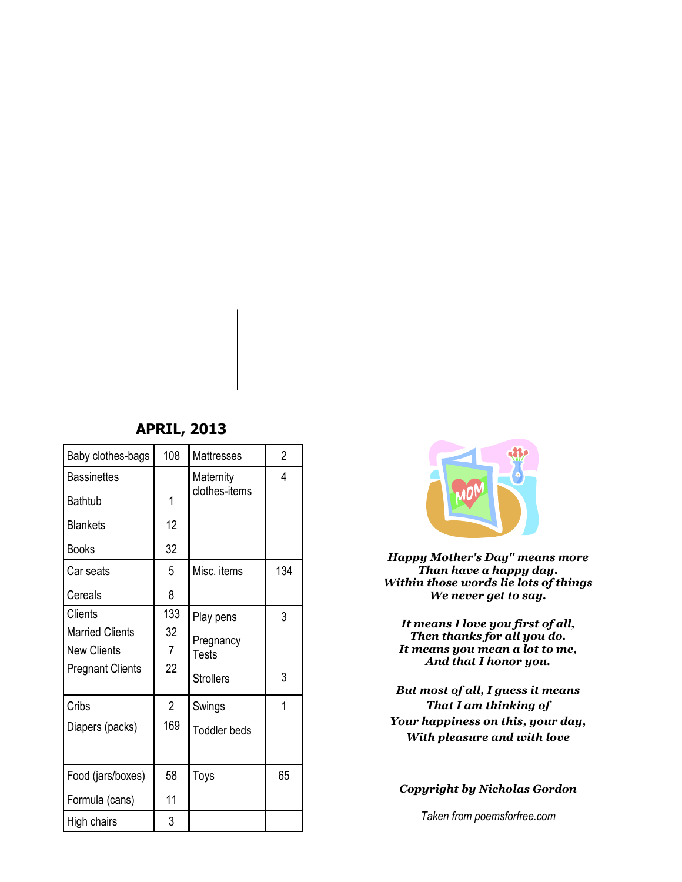## APRIL, 2013

| | | | |
|---|---|---|---|
| Baby clothes-bags | 108 | Mattresses | 2 |
| Bassinettes<br>Bathtub<br>Blankets<br>Books | <br>1<br>12<br>32 | Maternity clothes-items | 4 |
| Car seats<br>Cereals | 5<br>8 | Misc. items | 134 |
| Clients<br>Married Clients<br>New Clients<br>Pregnant Clients | 133<br>32<br>7<br>22 | Play pens<br>Pregnancy Tests<br>Strollers | 3<br><br>3 |
| Cribs<br>Diapers (packs) | 2<br>169 | Swings<br>Toddler beds | 1 |
| Food (jars/boxes)<br>Formula (cans) | 58<br>11 | Toys | 65 |
| High chairs | 3 | | |

***Happy Mother's Day" means more***
***Than have a happy day.***
***Within those words lie lots of things***
***We never get to say.***

***It means I love you first of all,***
***Then thanks for all you do.***
***It means you mean a lot to me,***
***And that I honor you.***

***But most of all, I guess it means***
***That I am thinking of***
***Your happiness on this, your day,***
***With pleasure and with love***

***Copyright by Nicholas Gordon***

*Taken from poemsforfree.com*